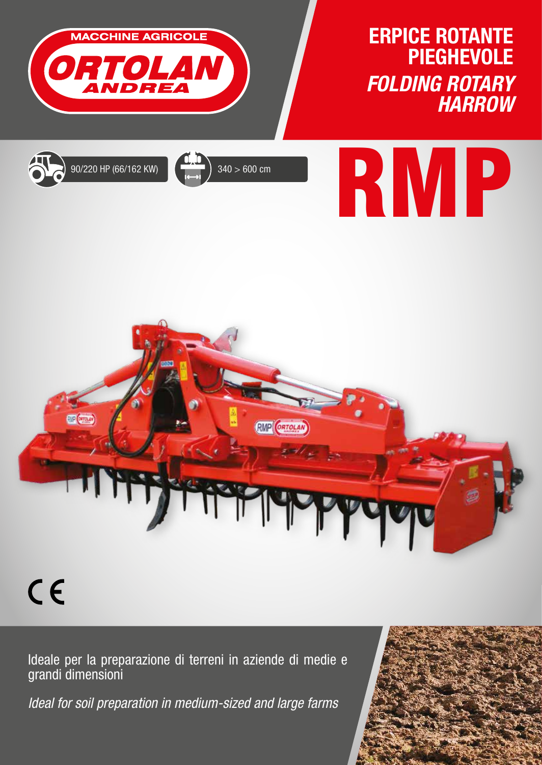MACCHINE AGRICOLE
ORTOLAN
ANDREA

# ERPICE ROTANTE PIEGHEVOLE

# *FOLDING ROTARY HARROW*

90/220 HP (66/162 KW)

340 > 600 cm

# RMP

CE

Ideale per la preparazione di terreni in aziende di medie e grandi dimensioni

*Ideal for soil preparation in medium-sized and large farms*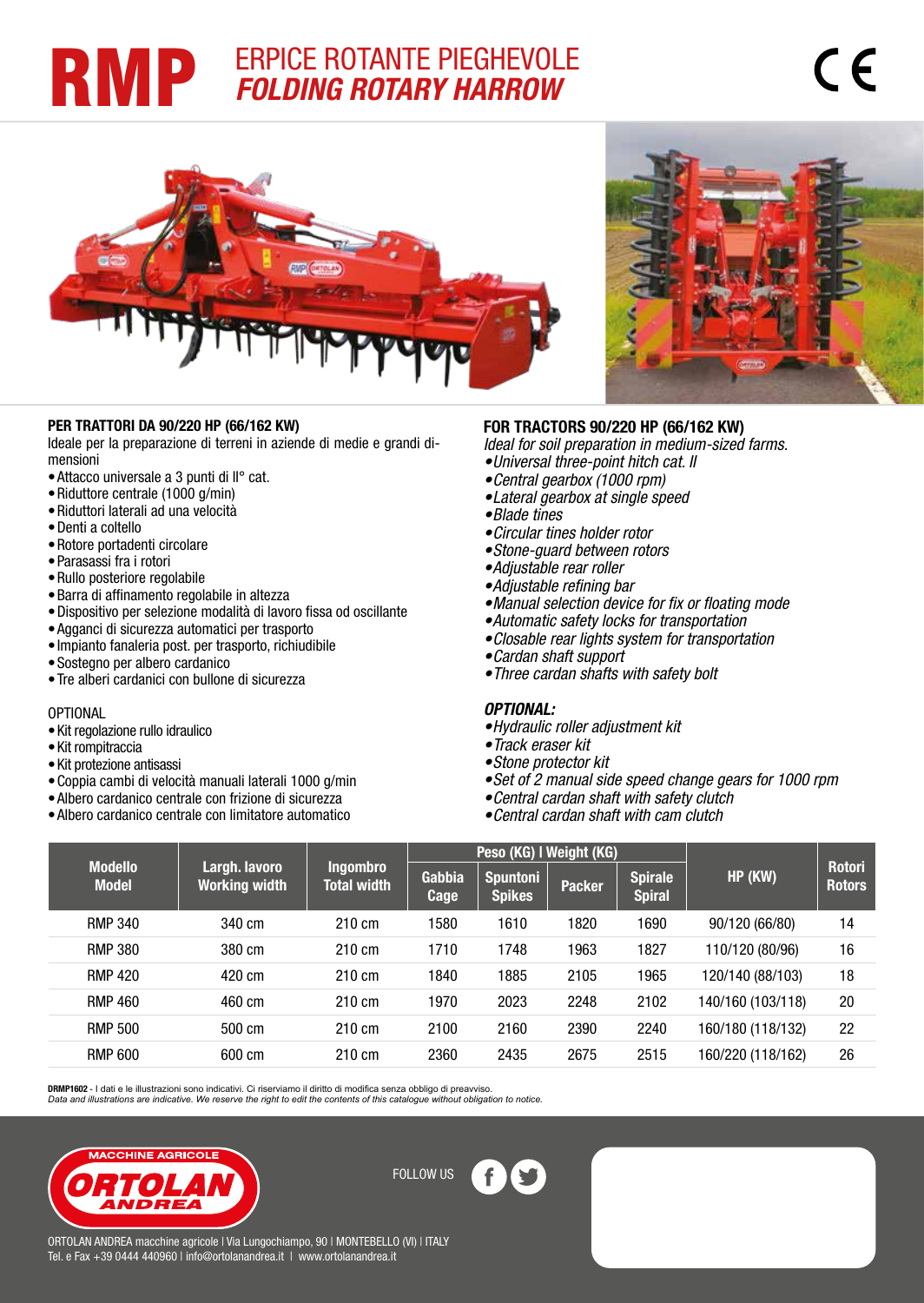# RMP ERPICE ROTANTE PIEGHEVOLE *FOLDING ROTARY HARROW*

CE

**PER TRATTORI DA 90/220 HP (66/162 KW)**

Ideale per la preparazione di terreni in aziende di medie e grandi dimensioni

- Attacco universale a 3 punti di II° cat.
- Riduttore centrale (1000 g/min)
- Riduttori laterali ad una velocità
- Denti a coltello
- Rotore portadenti circolare
- Parasassi fra i rotori
- Rullo posteriore regolabile
- Barra di affinamento regolabile in altezza
- Dispositivo per selezione modalità di lavoro fissa od oscillante
- Agganci di sicurezza automatici per trasporto
- Impianto fanaleria post. per trasporto, richiudibile
- Sostegno per albero cardanico
- Tre alberi cardanici con bullone di sicurezza

OPTIONAL

- Kit regolazione rullo idraulico
- Kit rompitraccia
- Kit protezione antisassi
- Coppia cambi di velocità manuali laterali 1000 g/min
- Albero cardanico centrale con frizione di sicurezza
- Albero cardanico centrale con limitatore automatico

**FOR TRACTORS 90/220 HP (66/162 KW)**

*Ideal for soil preparation in medium-sized farms.*

- *Universal three-point hitch cat. II*
- *Central gearbox (1000 rpm)*
- *Lateral gearbox at single speed*
- *Blade tines*
- *Circular tines holder rotor*
- *Stone-guard between rotors*
- *Adjustable rear roller*
- *Adjustable refining bar*
- *Manual selection device for fix or floating mode*
- *Automatic safety locks for transportation*
- *Closable rear lights system for transportation*
- *Cardan shaft support*
- *Three cardan shafts with safety bolt*

***OPTIONAL:***

- *Hydraulic roller adjustment kit*
- *Track eraser kit*
- *Stone protector kit*
- *Set of 2 manual side speed change gears for 1000 rpm*
- *Central cardan shaft with safety clutch*
- *Central cardan shaft with cam clutch*

| Modello Model | Largh. lavoro Working width | Ingombro Total width | Peso (KG) I Weight (KG) | | | | HP (KW) | Rotori Rotors |
|---|---|---|---|---|---|---|---|---|
| | | | Gabbia Cage | Spuntoni Spikes | Packer | Spirale Spiral | | |
| RMP 340 | 340 cm | 210 cm | 1580 | 1610 | 1820 | 1690 | 90/120 (66/80) | 14 |
| RMP 380 | 380 cm | 210 cm | 1710 | 1748 | 1963 | 1827 | 110/120 (80/96) | 16 |
| RMP 420 | 420 cm | 210 cm | 1840 | 1885 | 2105 | 1965 | 120/140 (88/103) | 18 |
| RMP 460 | 460 cm | 210 cm | 1970 | 2023 | 2248 | 2102 | 140/160 (103/118) | 20 |
| RMP 500 | 500 cm | 210 cm | 2100 | 2160 | 2390 | 2240 | 160/180 (118/132) | 22 |
| RMP 600 | 600 cm | 210 cm | 2360 | 2435 | 2675 | 2515 | 160/220 (118/162) | 26 |

**DRMP1602** - I dati e le illustrazioni sono indicativi. Ci riserviamo il diritto di modifica senza obbligo di preavviso.
*Data and illustrations are indicative. We reserve the right to edit the contents of this catalogue without obligation to notice.*

MACCHINE AGRICOLE ORTOLAN ANDREA

FOLLOW US

ORTOLAN ANDREA macchine agricole | Via Lungochiampo, 90 | MONTEBELLO (VI) | ITALY
Tel. e Fax +39 0444 440960 | info@ortolanandrea.it | www.ortolanandrea.it